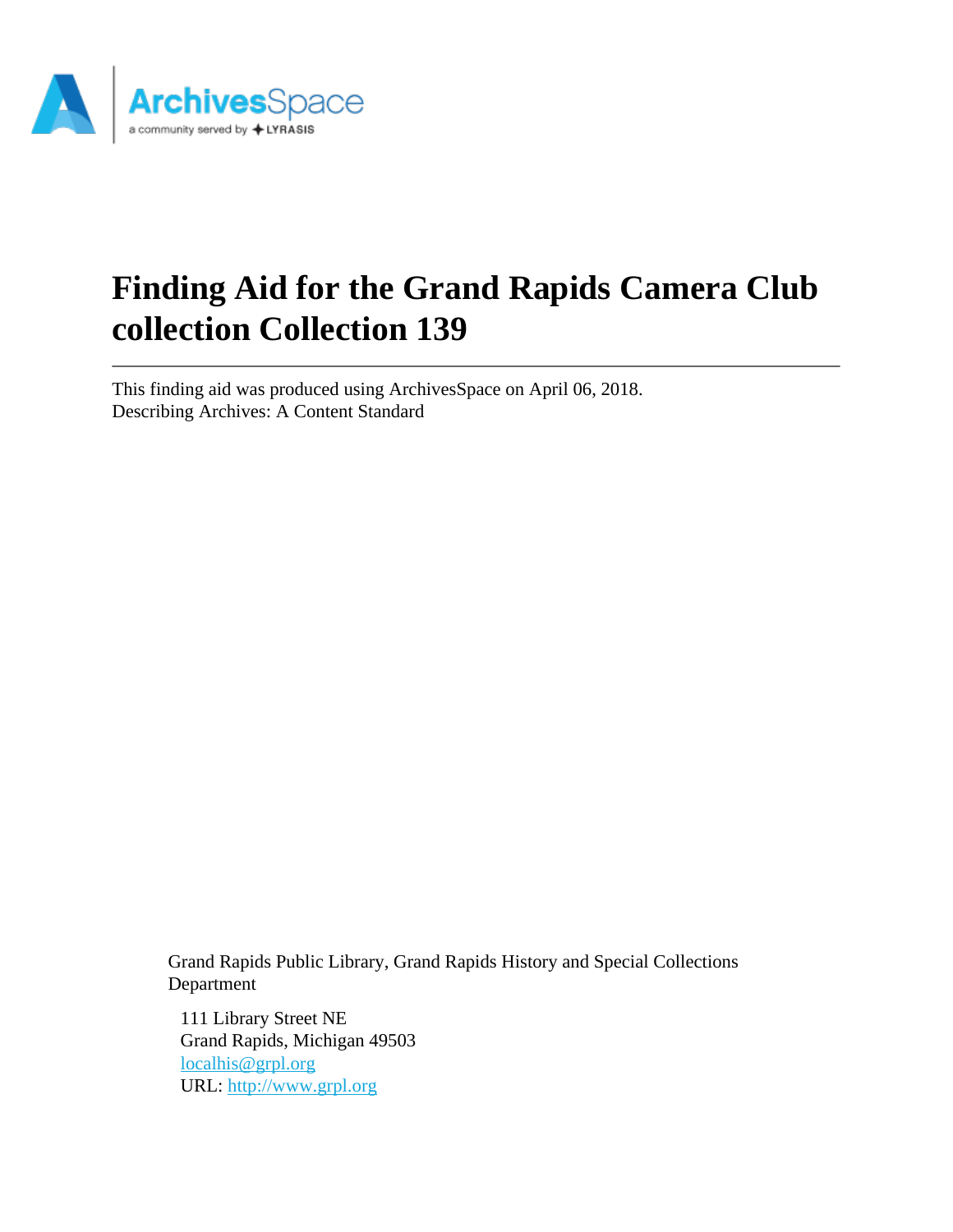# Finding Aid for the Grand Rapids Camera Club collection Collection 139

This finding aid was produced using ArchivesSpace on April 06, 2018.
Describing Archives: A Content Standard

Grand Rapids Public Library, Grand Rapids History and Special Collections Department

111 Library Street NE
Grand Rapids, Michigan 49503
localhis@grpl.org
URL: http://www.grpl.org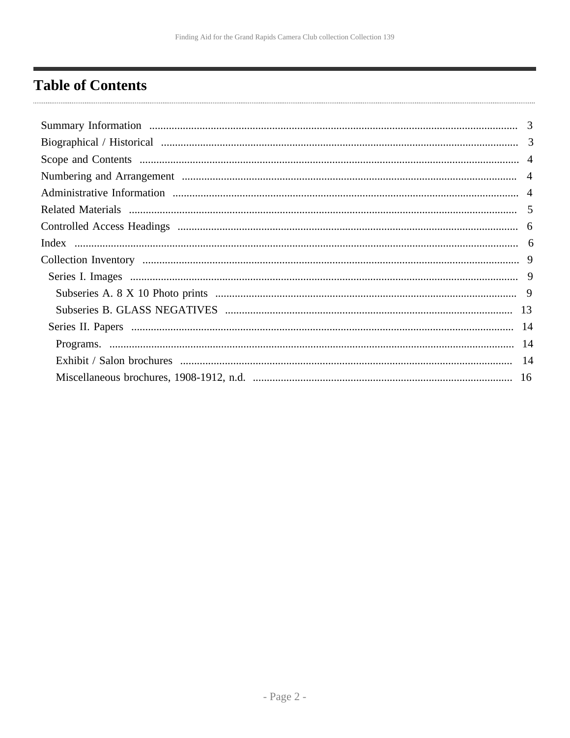# Table of Contents

Summary Information ..... 3
Biographical / Historical ..... 3
Scope and Contents ..... 4
Numbering and Arrangement ..... 4
Administrative Information ..... 4
Related Materials ..... 5
Controlled Access Headings ..... 6
Index ..... 6
Collection Inventory ..... 9
- Series I. Images ..... 9
  - Subseries A. 8 X 10 Photo prints ..... 9
  - Subseries B. GLASS NEGATIVES ..... 13
- Series II. Papers ..... 14
  - Programs. ..... 14
  - Exhibit / Salon brochures ..... 14
  - Miscellaneous brochures, 1908-1912, n.d. ..... 16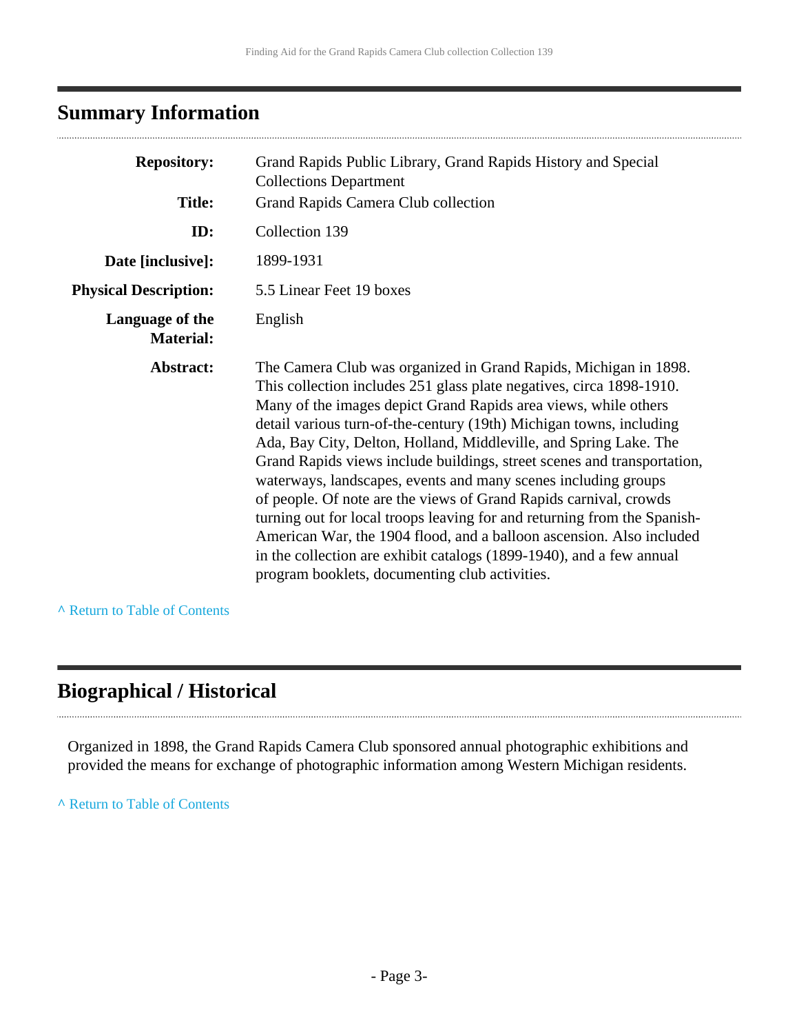## Summary Information

| | |
|---|---|
| **Repository:** | Grand Rapids Public Library, Grand Rapids History and Special Collections Department |
| **Title:** | Grand Rapids Camera Club collection |
| **ID:** | Collection 139 |
| **Date [inclusive]:** | 1899-1931 |
| **Physical Description:** | 5.5 Linear Feet 19 boxes |
| **Language of the Material:** | English |
| **Abstract:** | The Camera Club was organized in Grand Rapids, Michigan in 1898. This collection includes 251 glass plate negatives, circa 1898-1910. Many of the images depict Grand Rapids area views, while others detail various turn-of-the-century (19th) Michigan towns, including Ada, Bay City, Delton, Holland, Middleville, and Spring Lake. The Grand Rapids views include buildings, street scenes and transportation, waterways, landscapes, events and many scenes including groups of people. Of note are the views of Grand Rapids carnival, crowds turning out for local troops leaving for and returning from the Spanish-American War, the 1904 flood, and a balloon ascension. Also included in the collection are exhibit catalogs (1899-1940), and a few annual program booklets, documenting club activities. |

^ Return to Table of Contents

## Biographical / Historical

Organized in 1898, the Grand Rapids Camera Club sponsored annual photographic exhibitions and provided the means for exchange of photographic information among Western Michigan residents.

^ Return to Table of Contents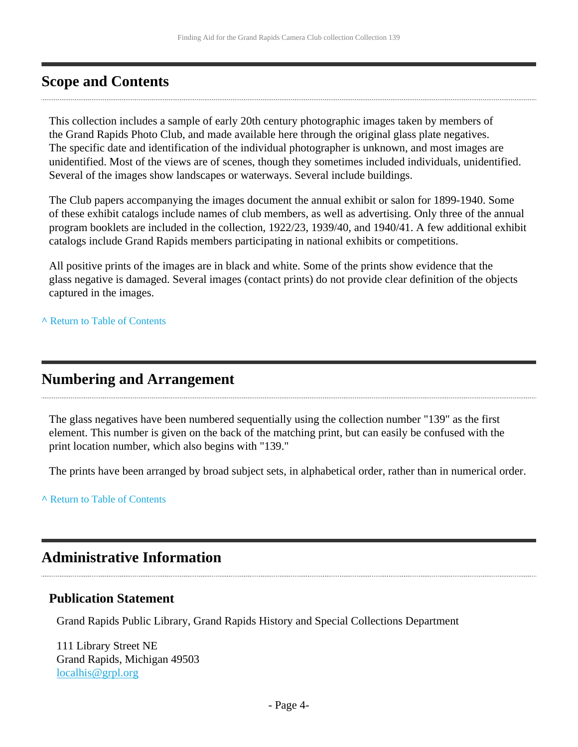## Scope and Contents

This collection includes a sample of early 20th century photographic images taken by members of the Grand Rapids Photo Club, and made available here through the original glass plate negatives. The specific date and identification of the individual photographer is unknown, and most images are unidentified. Most of the views are of scenes, though they sometimes included individuals, unidentified. Several of the images show landscapes or waterways. Several include buildings.

The Club papers accompanying the images document the annual exhibit or salon for 1899-1940. Some of these exhibit catalogs include names of club members, as well as advertising. Only three of the annual program booklets are included in the collection, 1922/23, 1939/40, and 1940/41. A few additional exhibit catalogs include Grand Rapids members participating in national exhibits or competitions.

All positive prints of the images are in black and white. Some of the prints show evidence that the glass negative is damaged. Several images (contact prints) do not provide clear definition of the objects captured in the images.

^ Return to Table of Contents

## Numbering and Arrangement

The glass negatives have been numbered sequentially using the collection number "139" as the first element. This number is given on the back of the matching print, but can easily be confused with the print location number, which also begins with "139."

The prints have been arranged by broad subject sets, in alphabetical order, rather than in numerical order.

^ Return to Table of Contents

## Administrative Information

### Publication Statement

Grand Rapids Public Library, Grand Rapids History and Special Collections Department

111 Library Street NE
Grand Rapids, Michigan 49503
localhis@grpl.org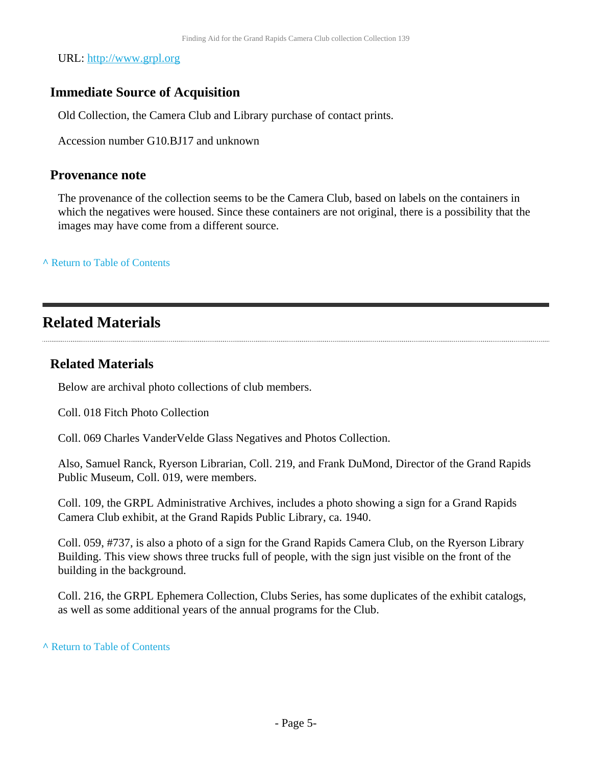URL: http://www.grpl.org

### Immediate Source of Acquisition

Old Collection, the Camera Club and Library purchase of contact prints.

Accession number G10.BJ17 and unknown

### Provenance note

The provenance of the collection seems to be the Camera Club, based on labels on the containers in which the negatives were housed. Since these containers are not original, there is a possibility that the images may have come from a different source.

^ Return to Table of Contents

## Related Materials

### Related Materials

Below are archival photo collections of club members.

Coll. 018 Fitch Photo Collection

Coll. 069 Charles VanderVelde Glass Negatives and Photos Collection.

Also, Samuel Ranck, Ryerson Librarian, Coll. 219, and Frank DuMond, Director of the Grand Rapids Public Museum, Coll. 019, were members.

Coll. 109, the GRPL Administrative Archives, includes a photo showing a sign for a Grand Rapids Camera Club exhibit, at the Grand Rapids Public Library, ca. 1940.

Coll. 059, #737, is also a photo of a sign for the Grand Rapids Camera Club, on the Ryerson Library Building. This view shows three trucks full of people, with the sign just visible on the front of the building in the background.

Coll. 216, the GRPL Ephemera Collection, Clubs Series, has some duplicates of the exhibit catalogs, as well as some additional years of the annual programs for the Club.

^ Return to Table of Contents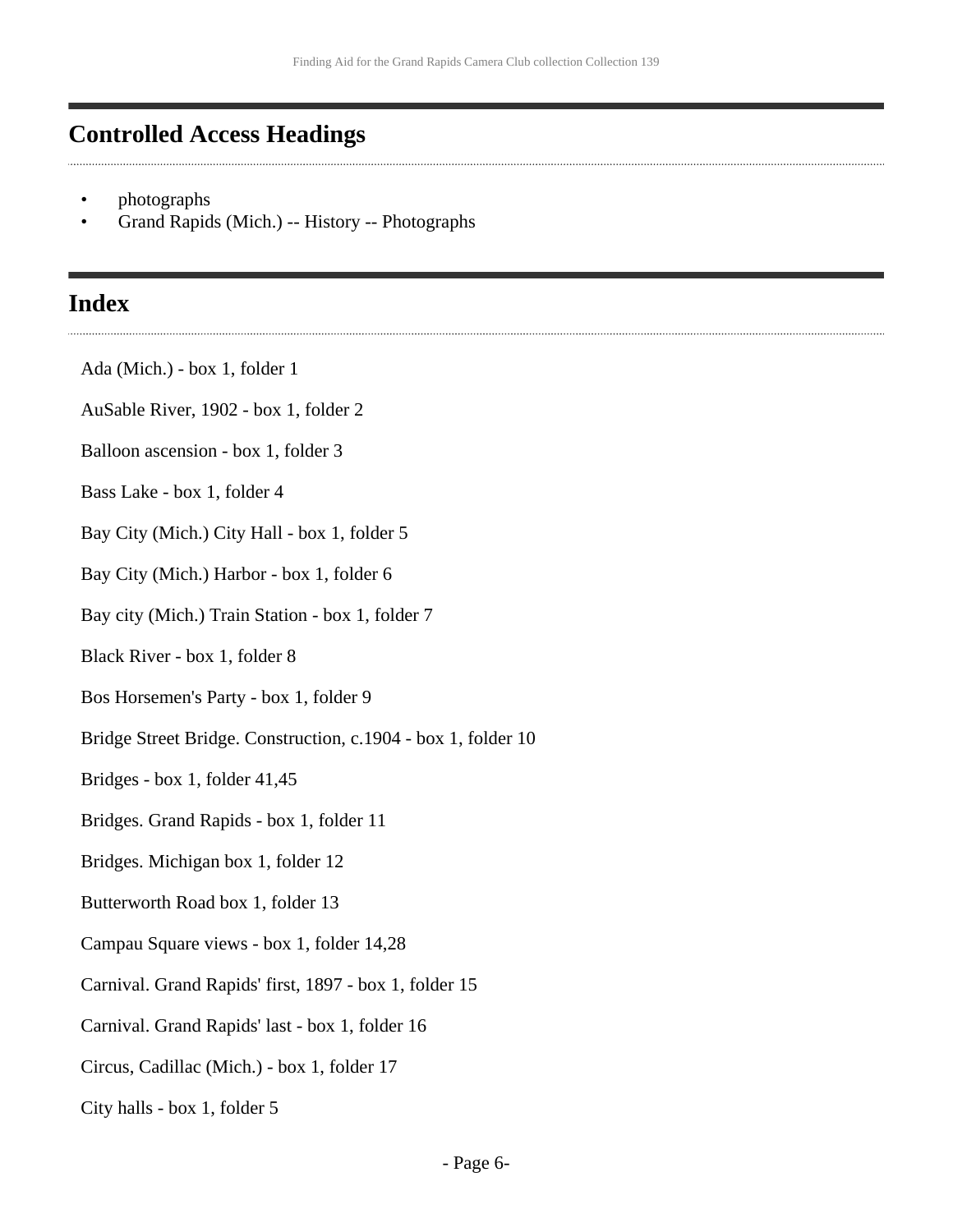## Controlled Access Headings

- photographs
- Grand Rapids (Mich.) -- History -- Photographs

## Index

Ada (Mich.) - box 1, folder 1

AuSable River, 1902 - box 1, folder 2

Balloon ascension - box 1, folder 3

Bass Lake - box 1, folder 4

Bay City (Mich.) City Hall - box 1, folder 5

Bay City (Mich.) Harbor - box 1, folder 6

Bay city (Mich.) Train Station - box 1, folder 7

Black River - box 1, folder 8

Bos Horsemen's Party - box 1, folder 9

Bridge Street Bridge. Construction, c.1904 - box 1, folder 10

Bridges - box 1, folder 41,45

Bridges. Grand Rapids - box 1, folder 11

Bridges. Michigan box 1, folder 12

Butterworth Road box 1, folder 13

Campau Square views - box 1, folder 14,28

Carnival. Grand Rapids' first, 1897 - box 1, folder 15

Carnival. Grand Rapids' last - box 1, folder 16

Circus, Cadillac (Mich.) - box 1, folder 17

City halls - box 1, folder 5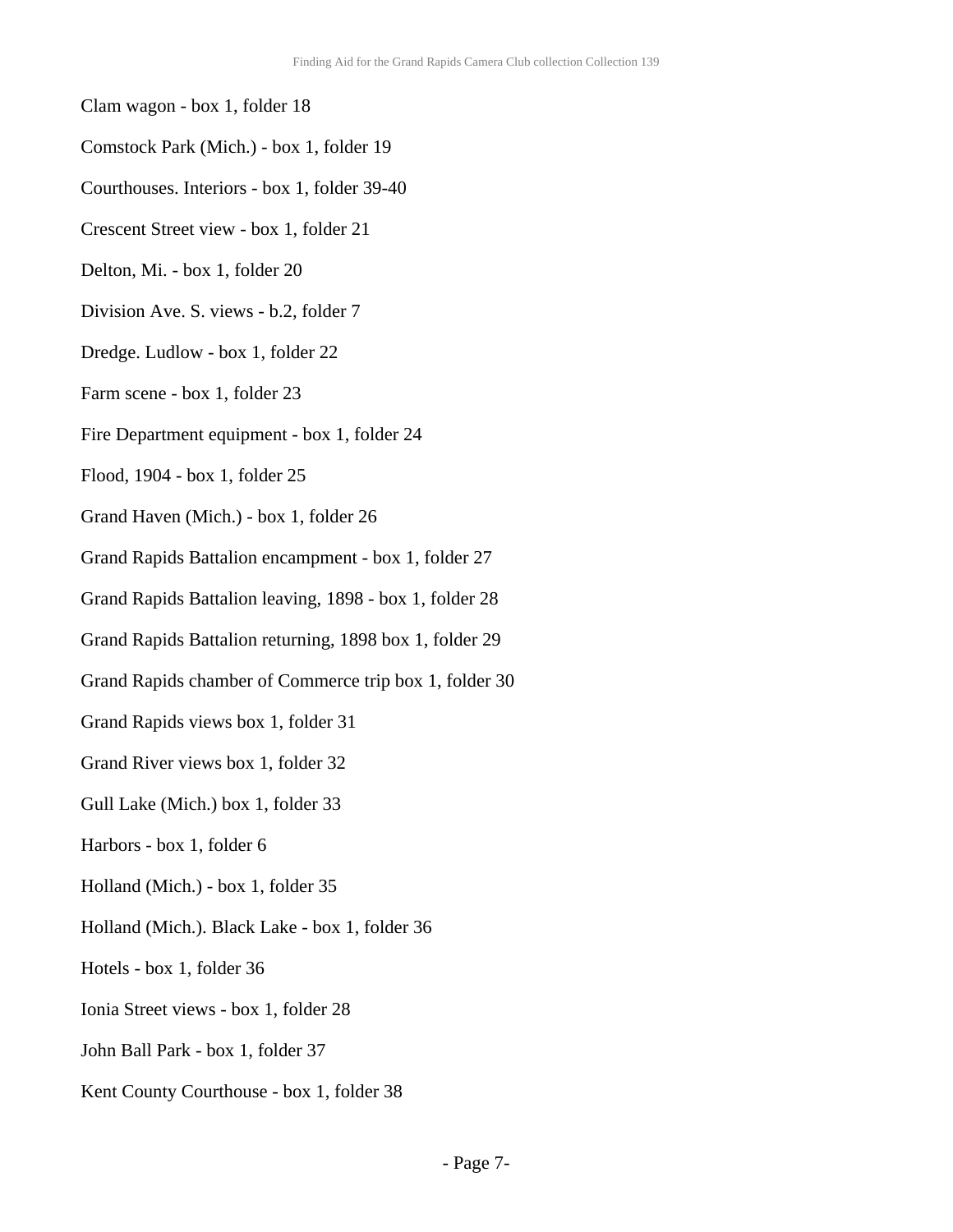Clam wagon - box 1, folder 18

Comstock Park (Mich.) - box 1, folder 19

Courthouses. Interiors - box 1, folder 39-40

Crescent Street view - box 1, folder 21

Delton, Mi. - box 1, folder 20

Division Ave. S. views - b.2, folder 7

Dredge. Ludlow - box 1, folder 22

Farm scene - box 1, folder 23

Fire Department equipment - box 1, folder 24

Flood, 1904 - box 1, folder 25

Grand Haven (Mich.) - box 1, folder 26

Grand Rapids Battalion encampment - box 1, folder 27

Grand Rapids Battalion leaving, 1898 - box 1, folder 28

Grand Rapids Battalion returning, 1898 box 1, folder 29

Grand Rapids chamber of Commerce trip box 1, folder 30

Grand Rapids views box 1, folder 31

Grand River views box 1, folder 32

Gull Lake (Mich.) box 1, folder 33

Harbors - box 1, folder 6

Holland (Mich.) - box 1, folder 35

Holland (Mich.). Black Lake - box 1, folder 36

Hotels - box 1, folder 36

Ionia Street views - box 1, folder 28

John Ball Park - box 1, folder 37

Kent County Courthouse - box 1, folder 38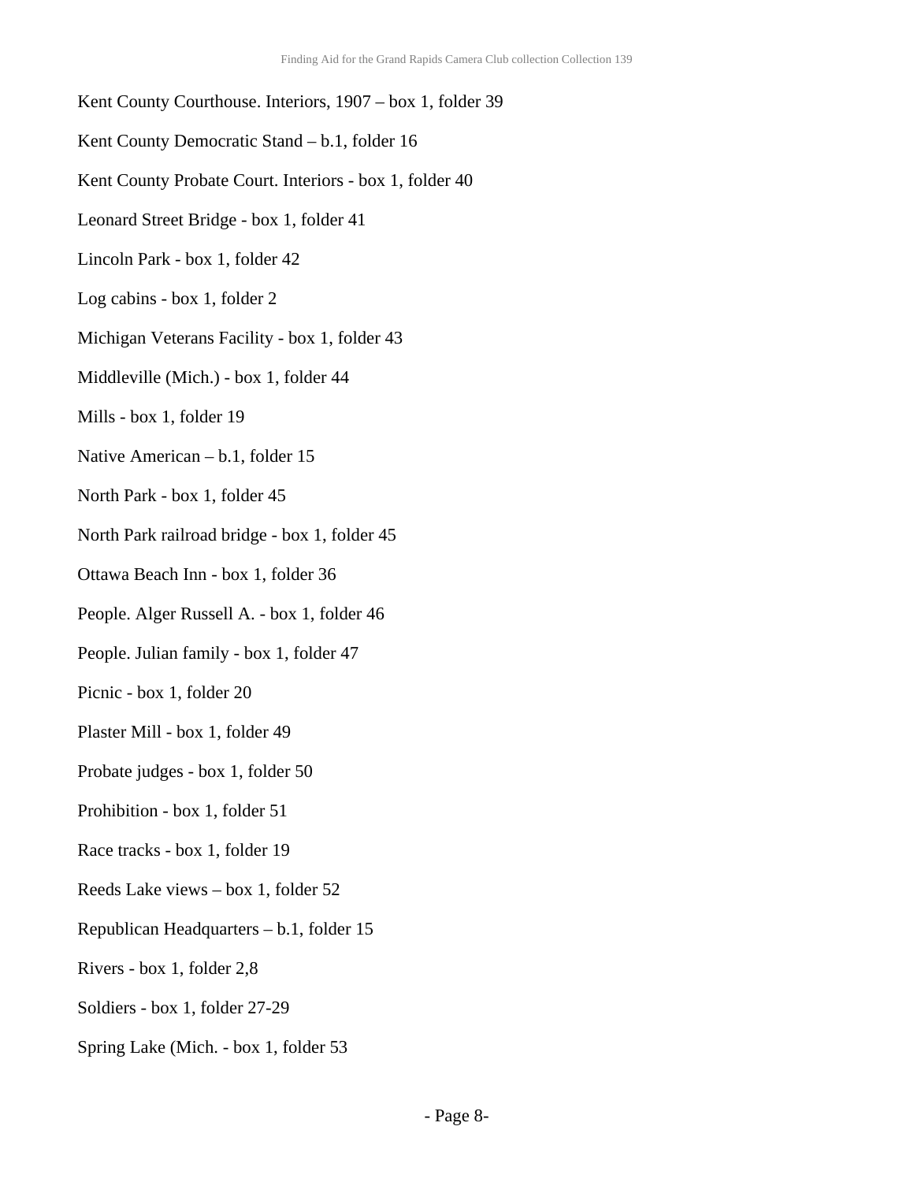Kent County Courthouse. Interiors, 1907 – box 1, folder 39

Kent County Democratic Stand – b.1, folder 16

Kent County Probate Court. Interiors - box 1, folder 40

Leonard Street Bridge - box 1, folder 41

Lincoln Park - box 1, folder 42

Log cabins - box 1, folder 2

Michigan Veterans Facility - box 1, folder 43

Middleville (Mich.) - box 1, folder 44

Mills - box 1, folder 19

Native American – b.1, folder 15

North Park - box 1, folder 45

North Park railroad bridge - box 1, folder 45

Ottawa Beach Inn - box 1, folder 36

People. Alger Russell A. - box 1, folder 46

People. Julian family - box 1, folder 47

Picnic - box 1, folder 20

Plaster Mill - box 1, folder 49

Probate judges - box 1, folder 50

Prohibition - box 1, folder 51

Race tracks - box 1, folder 19

Reeds Lake views – box 1, folder 52

Republican Headquarters – b.1, folder 15

Rivers - box 1, folder 2,8

Soldiers - box 1, folder 27-29

Spring Lake (Mich. - box 1, folder 53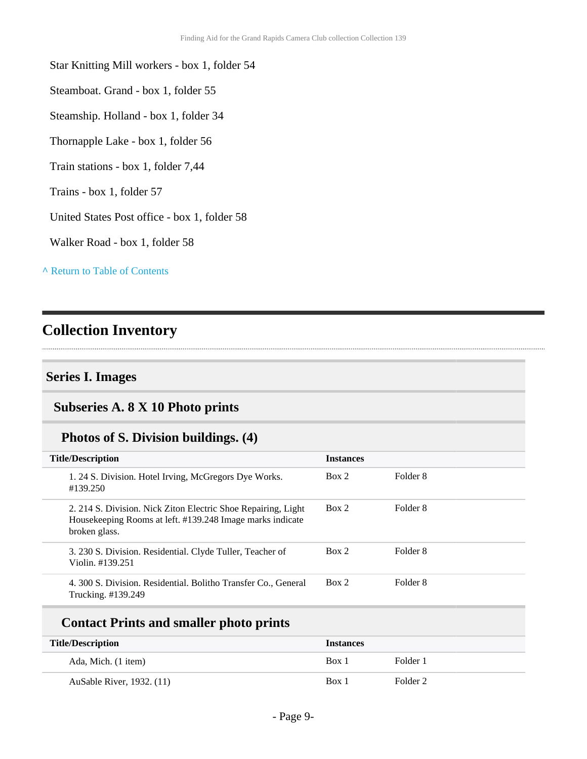Star Knitting Mill workers - box 1, folder 54

Steamboat. Grand - box 1, folder 55

Steamship. Holland - box 1, folder 34

Thornapple Lake - box 1, folder 56

Train stations - box 1, folder 7,44

Trains - box 1, folder 57

United States Post office - box 1, folder 58

Walker Road - box 1, folder 58

^ Return to Table of Contents

## Collection Inventory

### Series I. Images

#### Subseries A. 8 X 10 Photo prints

##### Photos of S. Division buildings. (4)

| Title/Description | Instances | |
|---|---|---|
| 1. 24 S. Division. Hotel Irving, McGregors Dye Works. #139.250 | Box 2 | Folder 8 |
| 2. 214 S. Division. Nick Ziton Electric Shoe Repairing, Light Housekeeping Rooms at left. #139.248 Image marks indicate broken glass. | Box 2 | Folder 8 |
| 3. 230 S. Division. Residential. Clyde Tuller, Teacher of Violin. #139.251 | Box 2 | Folder 8 |
| 4. 300 S. Division. Residential. Bolitho Transfer Co., General Trucking. #139.249 | Box 2 | Folder 8 |

##### Contact Prints and smaller photo prints

| Title/Description | Instances | |
|---|---|---|
| Ada, Mich. (1 item) | Box 1 | Folder 1 |
| AuSable River, 1932. (11) | Box 1 | Folder 2 |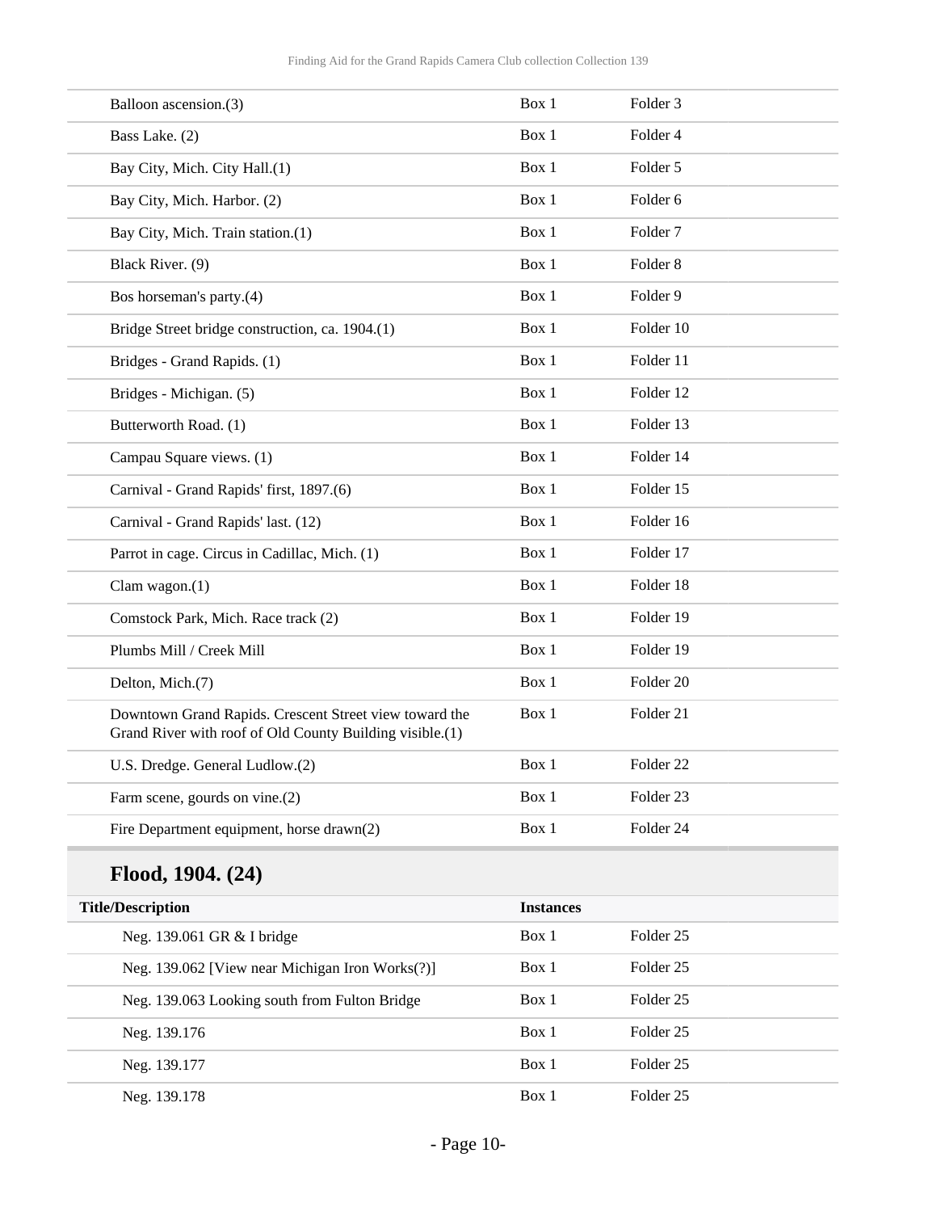| | | |
|---|---|---|
| Balloon ascension.(3) | Box 1 | Folder 3 |
| Bass Lake. (2) | Box 1 | Folder 4 |
| Bay City, Mich. City Hall.(1) | Box 1 | Folder 5 |
| Bay City, Mich. Harbor. (2) | Box 1 | Folder 6 |
| Bay City, Mich. Train station.(1) | Box 1 | Folder 7 |
| Black River. (9) | Box 1 | Folder 8 |
| Bos horseman's party.(4) | Box 1 | Folder 9 |
| Bridge Street bridge construction, ca. 1904.(1) | Box 1 | Folder 10 |
| Bridges - Grand Rapids. (1) | Box 1 | Folder 11 |
| Bridges - Michigan. (5) | Box 1 | Folder 12 |
| Butterworth Road. (1) | Box 1 | Folder 13 |
| Campau Square views. (1) | Box 1 | Folder 14 |
| Carnival - Grand Rapids' first, 1897.(6) | Box 1 | Folder 15 |
| Carnival - Grand Rapids' last. (12) | Box 1 | Folder 16 |
| Parrot in cage. Circus in Cadillac, Mich. (1) | Box 1 | Folder 17 |
| Clam wagon.(1) | Box 1 | Folder 18 |
| Comstock Park, Mich. Race track (2) | Box 1 | Folder 19 |
| Plumbs Mill / Creek Mill | Box 1 | Folder 19 |
| Delton, Mich.(7) | Box 1 | Folder 20 |
| Downtown Grand Rapids. Crescent Street view toward the Grand River with roof of Old County Building visible.(1) | Box 1 | Folder 21 |
| U.S. Dredge. General Ludlow.(2) | Box 1 | Folder 22 |
| Farm scene, gourds on vine.(2) | Box 1 | Folder 23 |
| Fire Department equipment, horse drawn(2) | Box 1 | Folder 24 |

## Flood, 1904. (24)

| Title/Description | Instances | |
|---|---|---|
| Neg. 139.061 GR & I bridge | Box 1 | Folder 25 |
| Neg. 139.062 [View near Michigan Iron Works(?)] | Box 1 | Folder 25 |
| Neg. 139.063 Looking south from Fulton Bridge | Box 1 | Folder 25 |
| Neg. 139.176 | Box 1 | Folder 25 |
| Neg. 139.177 | Box 1 | Folder 25 |
| Neg. 139.178 | Box 1 | Folder 25 |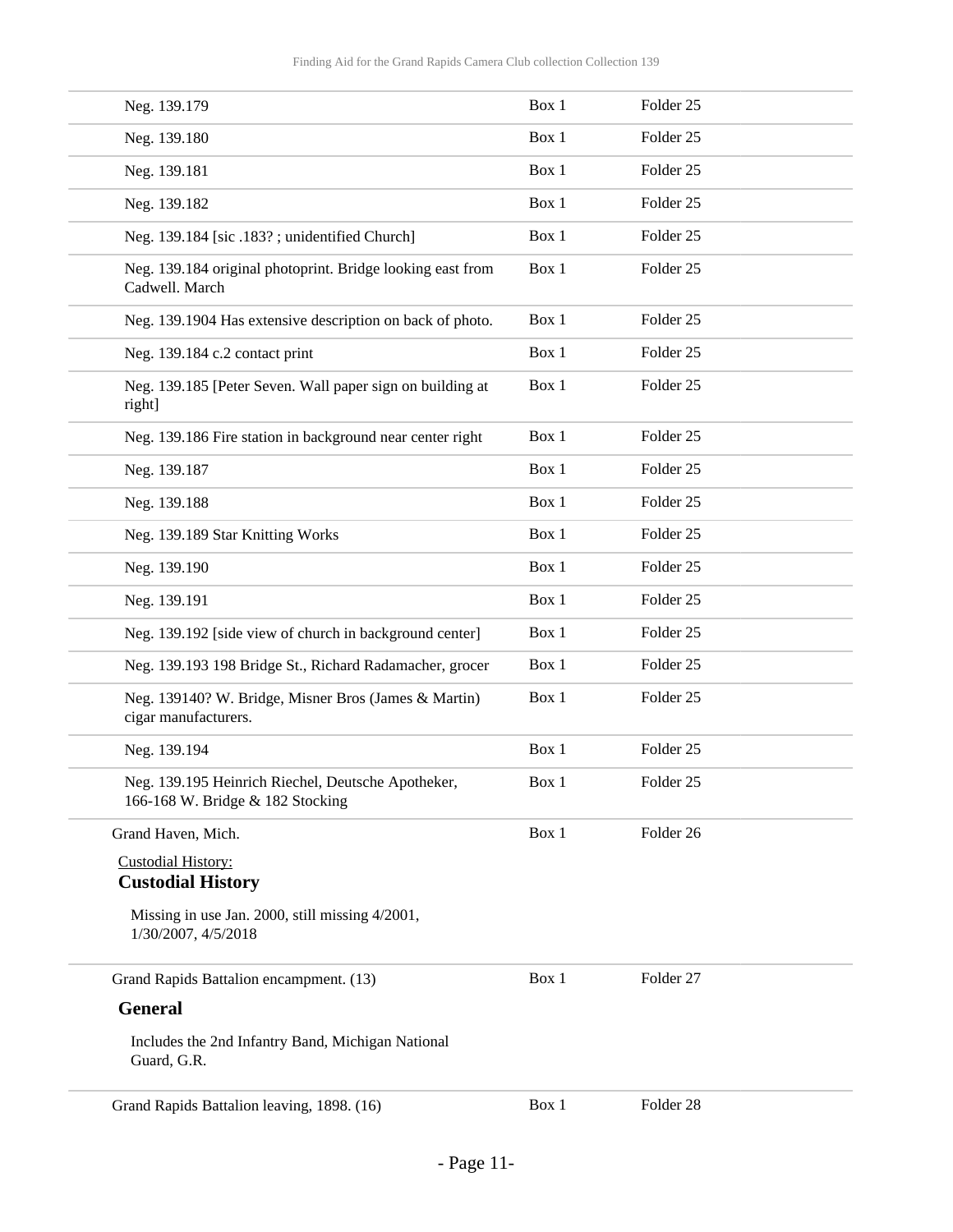| | | |
|---|---|---|
| Neg. 139.179 | Box 1 | Folder 25 |
| Neg. 139.180 | Box 1 | Folder 25 |
| Neg. 139.181 | Box 1 | Folder 25 |
| Neg. 139.182 | Box 1 | Folder 25 |
| Neg. 139.184 [sic .183? ; unidentified Church] | Box 1 | Folder 25 |
| Neg. 139.184 original photoprint. Bridge looking east from Cadwell. March | Box 1 | Folder 25 |
| Neg. 139.1904 Has extensive description on back of photo. | Box 1 | Folder 25 |
| Neg. 139.184 c.2 contact print | Box 1 | Folder 25 |
| Neg. 139.185 [Peter Seven. Wall paper sign on building at right] | Box 1 | Folder 25 |
| Neg. 139.186 Fire station in background near center right | Box 1 | Folder 25 |
| Neg. 139.187 | Box 1 | Folder 25 |
| Neg. 139.188 | Box 1 | Folder 25 |
| Neg. 139.189 Star Knitting Works | Box 1 | Folder 25 |
| Neg. 139.190 | Box 1 | Folder 25 |
| Neg. 139.191 | Box 1 | Folder 25 |
| Neg. 139.192 [side view of church in background center] | Box 1 | Folder 25 |
| Neg. 139.193 198 Bridge St., Richard Radamacher, grocer | Box 1 | Folder 25 |
| Neg. 139140? W. Bridge, Misner Bros (James & Martin) cigar manufacturers. | Box 1 | Folder 25 |
| Neg. 139.194 | Box 1 | Folder 25 |
| Neg. 139.195 Heinrich Riechel, Deutsche Apotheker, 166-168 W. Bridge & 182 Stocking | Box 1 | Folder 25 |

| | | |
|---|---|---|
| Grand Haven, Mich. | Box 1 | Folder 26 |

Custodial History:

**Custodial History**

Missing in use Jan. 2000, still missing 4/2001, 1/30/2007, 4/5/2018

| | | |
|---|---|---|
| Grand Rapids Battalion encampment. (13) | Box 1 | Folder 27 |

**General**

Includes the 2nd Infantry Band, Michigan National Guard, G.R.

| | | |
|---|---|---|
| Grand Rapids Battalion leaving, 1898. (16) | Box 1 | Folder 28 |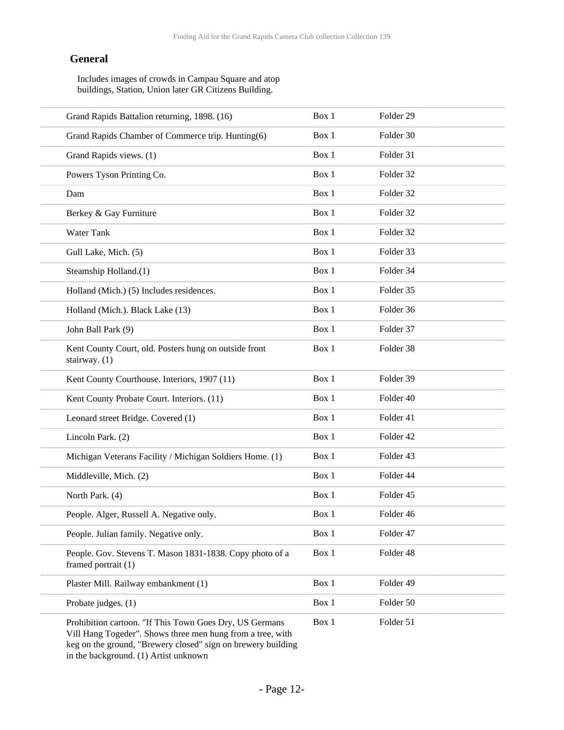### General

Includes images of crowds in Campau Square and atop buildings, Station, Union later GR Citizens Building.

| | | |
|---|---|---|
| Grand Rapids Battalion returning, 1898. (16) | Box 1 | Folder 29 |
| Grand Rapids Chamber of Commerce trip. Hunting(6) | Box 1 | Folder 30 |
| Grand Rapids views. (1) | Box 1 | Folder 31 |
| Powers Tyson Printing Co. | Box 1 | Folder 32 |
| Dam | Box 1 | Folder 32 |
| Berkey & Gay Furniture | Box 1 | Folder 32 |
| Water Tank | Box 1 | Folder 32 |
| Gull Lake, Mich. (5) | Box 1 | Folder 33 |
| Steamship Holland.(1) | Box 1 | Folder 34 |
| Holland (Mich.) (5) Includes residences. | Box 1 | Folder 35 |
| Holland (Mich.). Black Lake (13) | Box 1 | Folder 36 |
| John Ball Park (9) | Box 1 | Folder 37 |
| Kent County Court, old. Posters hung on outside front stairway. (1) | Box 1 | Folder 38 |
| Kent County Courthouse. Interiors, 1907 (11) | Box 1 | Folder 39 |
| Kent County Probate Court. Interiors. (11) | Box 1 | Folder 40 |
| Leonard street Bridge. Covered (1) | Box 1 | Folder 41 |
| Lincoln Park. (2) | Box 1 | Folder 42 |
| Michigan Veterans Facility / Michigan Soldiers Home. (1) | Box 1 | Folder 43 |
| Middleville, Mich. (2) | Box 1 | Folder 44 |
| North Park. (4) | Box 1 | Folder 45 |
| People. Alger, Russell A. Negative only. | Box 1 | Folder 46 |
| People. Julian family. Negative only. | Box 1 | Folder 47 |
| People. Gov. Stevens T. Mason 1831-1838. Copy photo of a framed portrait (1) | Box 1 | Folder 48 |
| Plaster Mill. Railway embankment (1) | Box 1 | Folder 49 |
| Probate judges. (1) | Box 1 | Folder 50 |
| Prohibition cartoon. "If This Town Goes Dry, US Germans Vill Hang Togeder". Shows three men hung from a tree, with keg on the ground, "Brewery closed" sign on brewery building in the background. (1) Artist unknown | Box 1 | Folder 51 |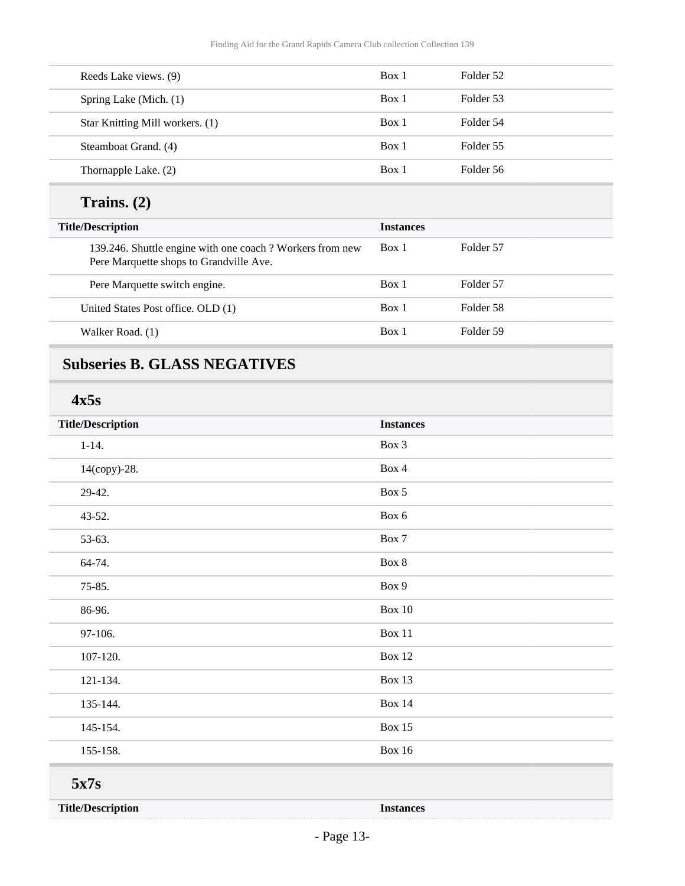| | | |
|---|---|---|
| Reeds Lake views. (9) | Box 1 | Folder 52 |
| Spring Lake (Mich. (1) | Box 1 | Folder 53 |
| Star Knitting Mill workers. (1) | Box 1 | Folder 54 |
| Steamboat Grand. (4) | Box 1 | Folder 55 |
| Thornapple Lake. (2) | Box 1 | Folder 56 |

### Trains. (2)

| Title/Description | Instances | |
|---|---|---|
| 139.246. Shuttle engine with one coach ? Workers from new Pere Marquette shops to Grandville Ave. | Box 1 | Folder 57 |
| Pere Marquette switch engine. | Box 1 | Folder 57 |
| United States Post office. OLD (1) | Box 1 | Folder 58 |
| Walker Road. (1) | Box 1 | Folder 59 |

## Subseries B. GLASS NEGATIVES

### 4x5s

| Title/Description | Instances |
|---|---|
| 1-14. | Box 3 |
| 14(copy)-28. | Box 4 |
| 29-42. | Box 5 |
| 43-52. | Box 6 |
| 53-63. | Box 7 |
| 64-74. | Box 8 |
| 75-85. | Box 9 |
| 86-96. | Box 10 |
| 97-106. | Box 11 |
| 107-120. | Box 12 |
| 121-134. | Box 13 |
| 135-144. | Box 14 |
| 145-154. | Box 15 |
| 155-158. | Box 16 |

### 5x7s

| Title/Description | Instances |
|---|---|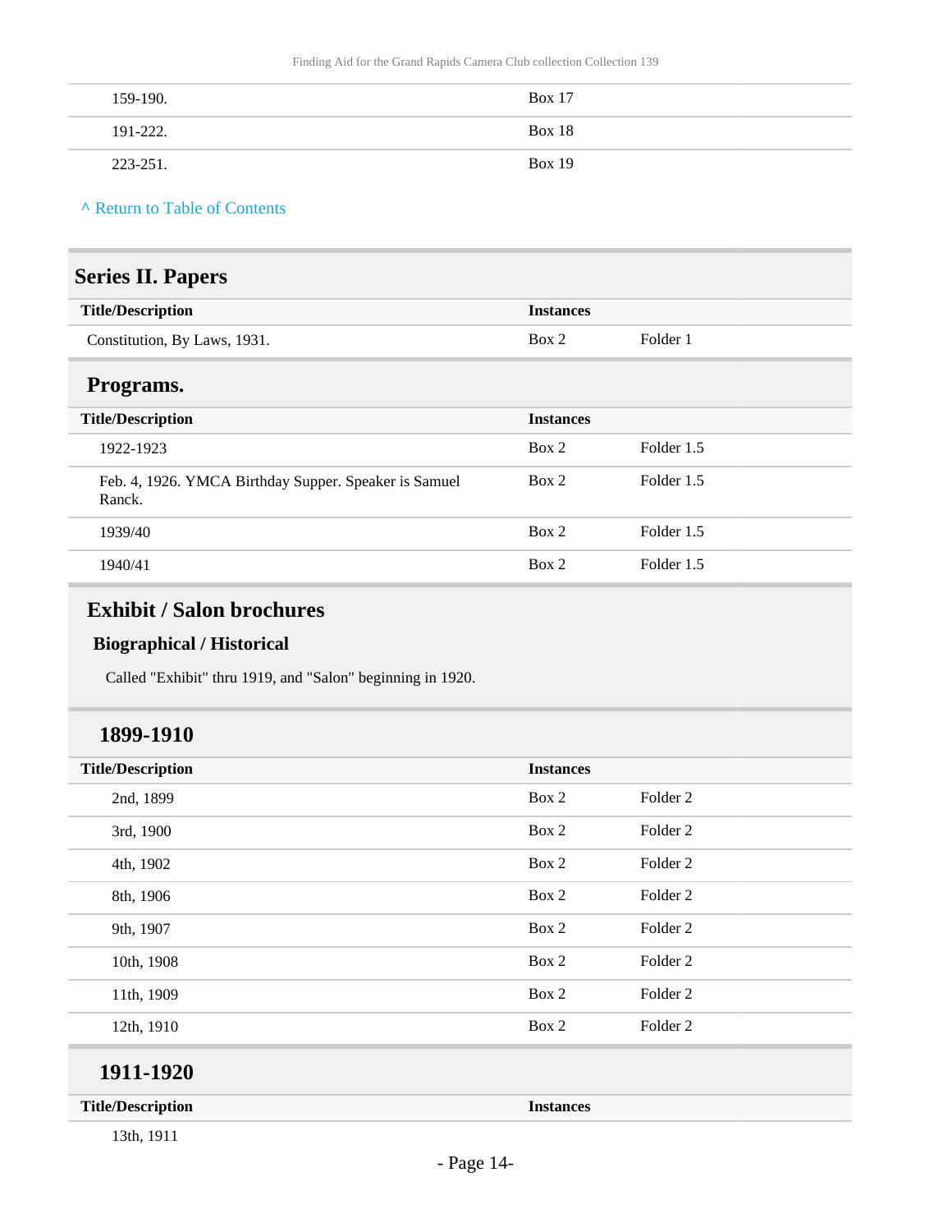| | |
|---|---|
| 159-190. | Box 17 |
| 191-222. | Box 18 |
| 223-251. | Box 19 |

^ Return to Table of Contents

## Series II. Papers

| Title/Description | Instances | |
|---|---|---|
| Constitution, By Laws, 1931. | Box 2 | Folder 1 |

### Programs.

| Title/Description | Instances | |
|---|---|---|
| 1922-1923 | Box 2 | Folder 1.5 |
| Feb. 4, 1926. YMCA Birthday Supper. Speaker is Samuel Ranck. | Box 2 | Folder 1.5 |
| 1939/40 | Box 2 | Folder 1.5 |
| 1940/41 | Box 2 | Folder 1.5 |

### Exhibit / Salon brochures

#### Biographical / Historical

Called "Exhibit" thru 1919, and "Salon" beginning in 1920.

#### 1899-1910

| Title/Description | Instances | |
|---|---|---|
| 2nd, 1899 | Box 2 | Folder 2 |
| 3rd, 1900 | Box 2 | Folder 2 |
| 4th, 1902 | Box 2 | Folder 2 |
| 8th, 1906 | Box 2 | Folder 2 |
| 9th, 1907 | Box 2 | Folder 2 |
| 10th, 1908 | Box 2 | Folder 2 |
| 11th, 1909 | Box 2 | Folder 2 |
| 12th, 1910 | Box 2 | Folder 2 |

#### 1911-1920

| Title/Description | Instances | |
|---|---|---|
| 13th, 1911 | | |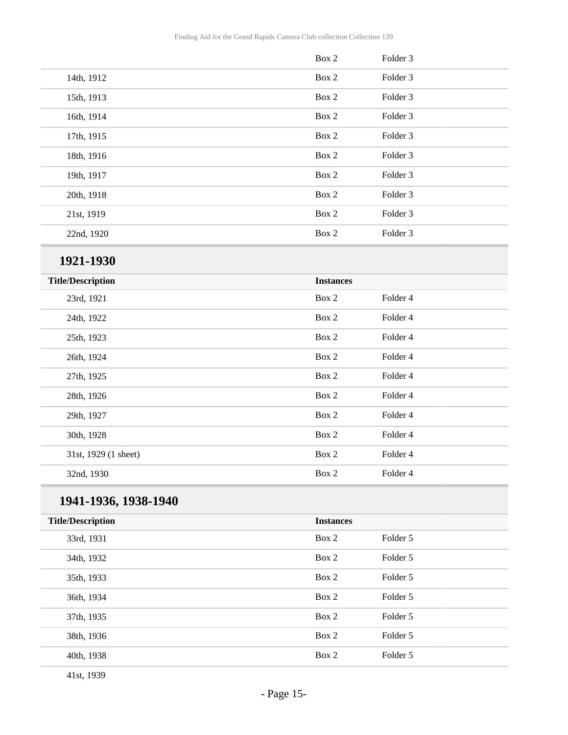| Title/Description | Instances | |
|---|---|---|
| | Box 2 | Folder 3 |
| 14th, 1912 | Box 2 | Folder 3 |
| 15th, 1913 | Box 2 | Folder 3 |
| 16th, 1914 | Box 2 | Folder 3 |
| 17th, 1915 | Box 2 | Folder 3 |
| 18th, 1916 | Box 2 | Folder 3 |
| 19th, 1917 | Box 2 | Folder 3 |
| 20th, 1918 | Box 2 | Folder 3 |
| 21st, 1919 | Box 2 | Folder 3 |
| 22nd, 1920 | Box 2 | Folder 3 |

### 1921-1930

| Title/Description | Instances | |
|---|---|---|
| 23rd, 1921 | Box 2 | Folder 4 |
| 24th, 1922 | Box 2 | Folder 4 |
| 25th, 1923 | Box 2 | Folder 4 |
| 26th, 1924 | Box 2 | Folder 4 |
| 27th, 1925 | Box 2 | Folder 4 |
| 28th, 1926 | Box 2 | Folder 4 |
| 29th, 1927 | Box 2 | Folder 4 |
| 30th, 1928 | Box 2 | Folder 4 |
| 31st, 1929 (1 sheet) | Box 2 | Folder 4 |
| 32nd, 1930 | Box 2 | Folder 4 |

### 1941-1936, 1938-1940

| Title/Description | Instances | |
|---|---|---|
| 33rd, 1931 | Box 2 | Folder 5 |
| 34th, 1932 | Box 2 | Folder 5 |
| 35th, 1933 | Box 2 | Folder 5 |
| 36th, 1934 | Box 2 | Folder 5 |
| 37th, 1935 | Box 2 | Folder 5 |
| 38th, 1936 | Box 2 | Folder 5 |
| 40th, 1938 | Box 2 | Folder 5 |
| 41st, 1939 | | |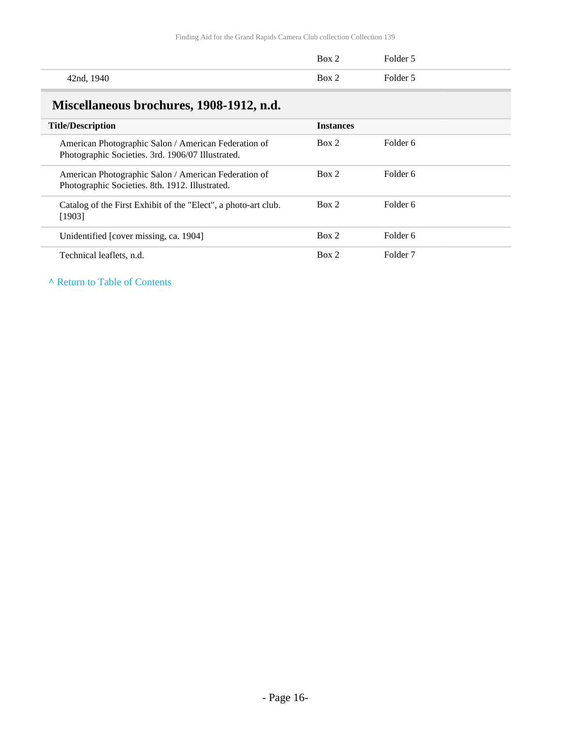| | | |
|---|---|---|
| | Box 2 | Folder 5 |
| 42nd, 1940 | Box 2 | Folder 5 |

## Miscellaneous brochures, 1908-1912, n.d.

| Title/Description | Instances | |
|---|---|---|
| American Photographic Salon / American Federation of Photographic Societies. 3rd. 1906/07 Illustrated. | Box 2 | Folder 6 |
| American Photographic Salon / American Federation of Photographic Societies. 8th. 1912. Illustrated. | Box 2 | Folder 6 |
| Catalog of the First Exhibit of the "Elect", a photo-art club. [1903] | Box 2 | Folder 6 |
| Unidentified [cover missing, ca. 1904] | Box 2 | Folder 6 |
| Technical leaflets, n.d. | Box 2 | Folder 7 |

^ Return to Table of Contents